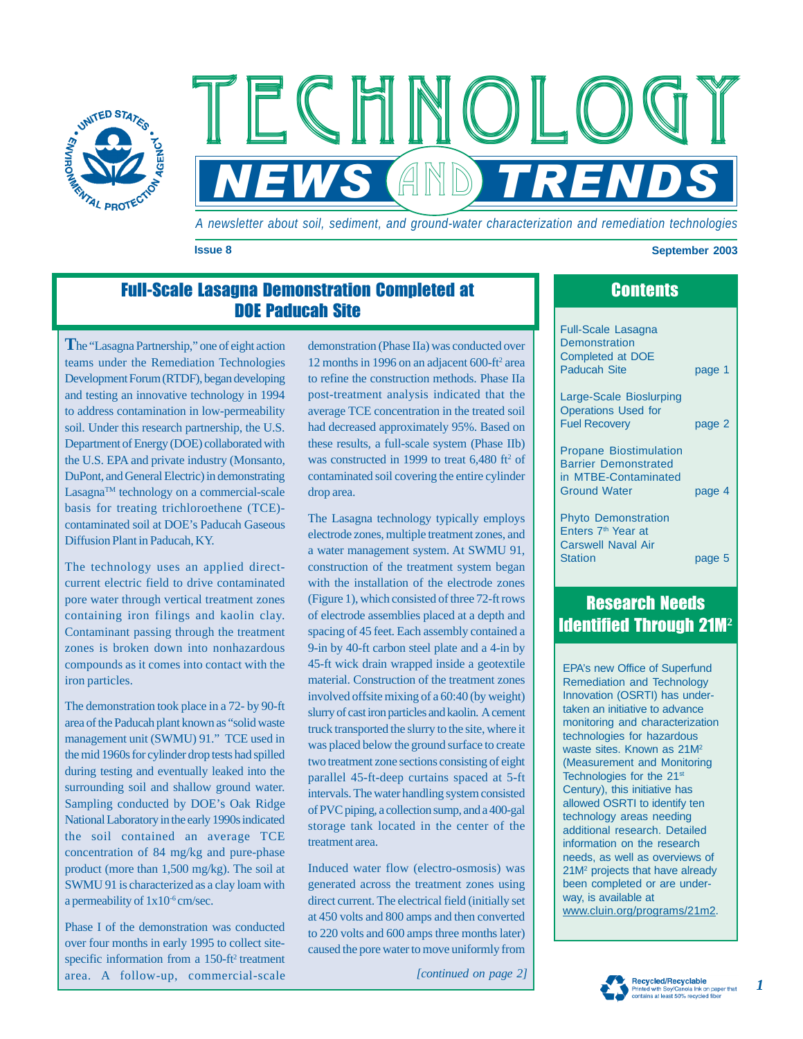# TECHNOLOGY NEWS AND TRENDS

*A newsletter about soil, sediment, and ground-water characterization and remediation technologies*

**Issue 8** **September 2003**

## Full-Scale Lasagna Demonstration Completed at DOE Paducah Site

The "Lasagna Partnership," one of eight action teams under the Remediation Technologies Development Forum (RTDF), began developing and testing an innovative technology in 1994 to address contamination in low-permeability soil. Under this research partnership, the U.S. Department of Energy (DOE) collaborated with the U.S. EPA and private industry (Monsanto, DuPont, and General Electric) in demonstrating Lasagna™ technology on a commercial-scale basis for treating trichloroethene (TCE)-contaminated soil at DOE's Paducah Gaseous Diffusion Plant in Paducah, KY.

The technology uses an applied direct-current electric field to drive contaminated pore water through vertical treatment zones containing iron filings and kaolin clay. Contaminant passing through the treatment zones is broken down into nonhazardous compounds as it comes into contact with the iron particles.

The demonstration took place in a 72- by 90-ft area of the Paducah plant known as "solid waste management unit (SWMU) 91." TCE used in the mid 1960s for cylinder drop tests had spilled during testing and eventually leaked into the surrounding soil and shallow ground water. Sampling conducted by DOE's Oak Ridge National Laboratory in the early 1990s indicated the soil contained an average TCE concentration of 84 mg/kg and pure-phase product (more than 1,500 mg/kg). The soil at SWMU 91 is characterized as a clay loam with a permeability of $1 \times 10^{-6}$ cm/sec.

Phase I of the demonstration was conducted over four months in early 1995 to collect site-specific information from a 150-ft$^2$ treatment area. A follow-up, commercial-scale demonstration (Phase IIa) was conducted over 12 months in 1996 on an adjacent 600-ft$^2$ area to refine the construction methods. Phase IIa post-treatment analysis indicated that the average TCE concentration in the treated soil had decreased approximately 95%. Based on these results, a full-scale system (Phase IIb) was constructed in 1999 to treat 6,480 ft$^2$ of contaminated soil covering the entire cylinder drop area.

The Lasagna technology typically employs electrode zones, multiple treatment zones, and a water management system. At SWMU 91, construction of the treatment system began with the installation of the electrode zones (Figure 1), which consisted of three 72-ft rows of electrode assemblies placed at a depth and spacing of 45 feet. Each assembly contained a 9-in by 40-ft carbon steel plate and a 4-in by 45-ft wick drain wrapped inside a geotextile material. Construction of the treatment zones involved offsite mixing of a 60:40 (by weight) slurry of cast iron particles and kaolin. A cement truck transported the slurry to the site, where it was placed below the ground surface to create two treatment zone sections consisting of eight parallel 45-ft-deep curtains spaced at 5-ft intervals. The water handling system consisted of PVC piping, a collection sump, and a 400-gal storage tank located in the center of the treatment area.

Induced water flow (electro-osmosis) was generated across the treatment zones using direct current. The electrical field (initially set at 450 volts and 800 amps and then converted to 220 volts and 600 amps three months later) caused the pore water to move uniformly from

*[continued on page 2]*

## Contents

- Full-Scale Lasagna Demonstration Completed at DOE Paducah Site — page 1
- Large-Scale Bioslurping Operations Used for Fuel Recovery — page 2
- Propane Biostimulation Barrier Demonstrated in MTBE-Contaminated Ground Water — page 4
- Phyto Demonstration Enters 7th Year at Carswell Naval Air Station — page 5

## Research Needs Identified Through 21M$^2$

EPA's new Office of Superfund Remediation and Technology Innovation (OSRTI) has undertaken an initiative to advance monitoring and characterization technologies for hazardous waste sites. Known as 21M$^2$ (Measurement and Monitoring Technologies for the 21st Century), this initiative has allowed OSRTI to identify ten technology areas needing additional research. Detailed information on the research needs, as well as overviews of 21M$^2$ projects that have already been completed or are underway, is available at www.cluin.org/programs/21m2.

Recycled/Recyclable
Printed with Soy/Canola Ink on paper that contains at least 50% recycled fiber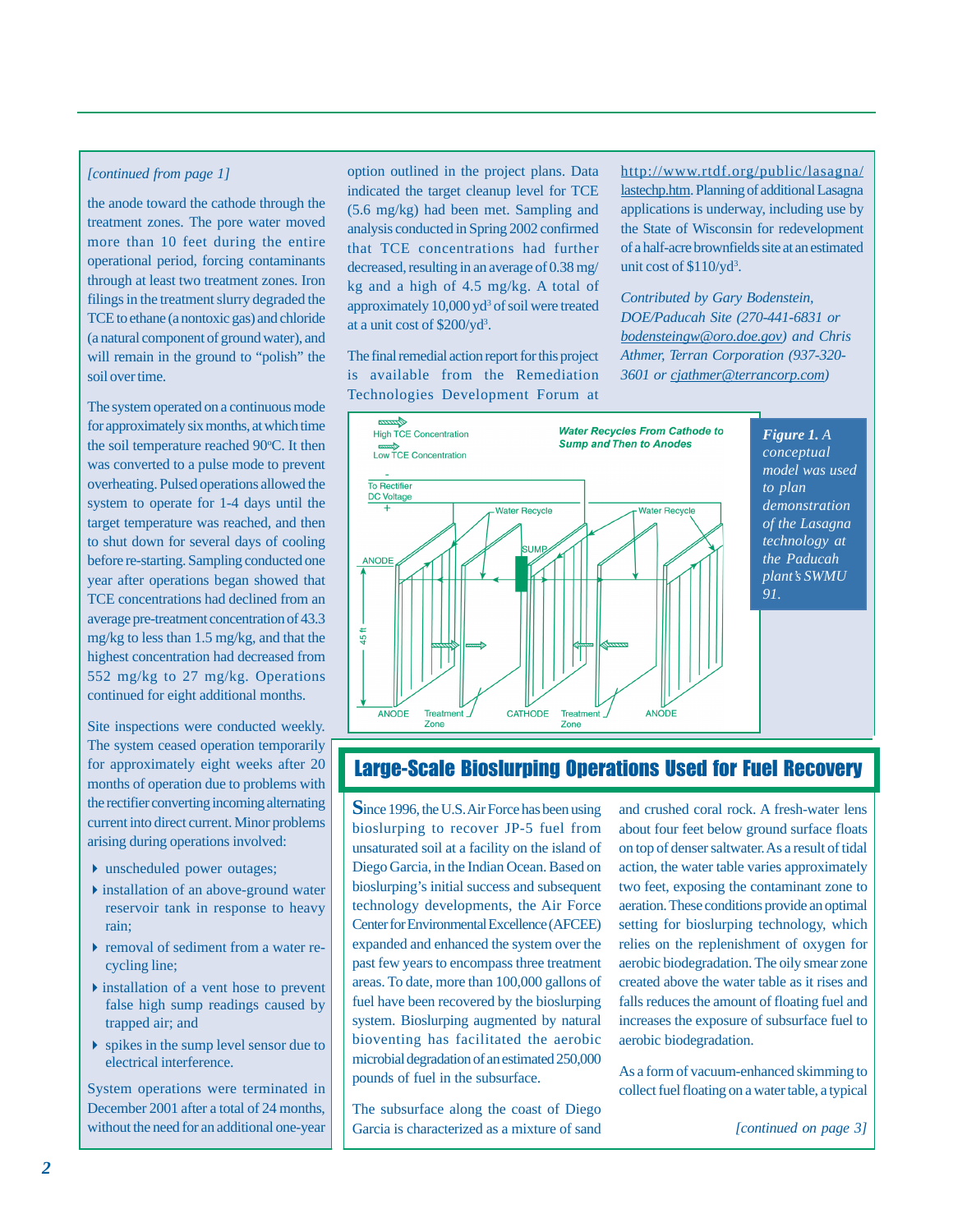*[continued from page 1]*

the anode toward the cathode through the treatment zones. The pore water moved more than 10 feet during the entire operational period, forcing contaminants through at least two treatment zones. Iron filings in the treatment slurry degraded the TCE to ethane (a nontoxic gas) and chloride (a natural component of ground water), and will remain in the ground to "polish" the soil over time.

The system operated on a continuous mode for approximately six months, at which time the soil temperature reached 90°C. It then was converted to a pulse mode to prevent overheating. Pulsed operations allowed the system to operate for 1-4 days until the target temperature was reached, and then to shut down for several days of cooling before re-starting. Sampling conducted one year after operations began showed that TCE concentrations had declined from an average pre-treatment concentration of 43.3 mg/kg to less than 1.5 mg/kg, and that the highest concentration had decreased from 552 mg/kg to 27 mg/kg. Operations continued for eight additional months.

Site inspections were conducted weekly. The system ceased operation temporarily for approximately eight weeks after 20 months of operation due to problems with the rectifier converting incoming alternating current into direct current. Minor problems arising during operations involved:

- unscheduled power outages;
- installation of an above-ground water reservoir tank in response to heavy rain;
- removal of sediment from a water re-cycling line;
- installation of a vent hose to prevent false high sump readings caused by trapped air; and
- spikes in the sump level sensor due to electrical interference.

System operations were terminated in December 2001 after a total of 24 months, without the need for an additional one-year option outlined in the project plans. Data indicated the target cleanup level for TCE (5.6 mg/kg) had been met. Sampling and analysis conducted in Spring 2002 confirmed that TCE concentrations had further decreased, resulting in an average of 0.38 mg/kg and a high of 4.5 mg/kg. A total of approximately 10,000 yd³ of soil were treated at a unit cost of $200/yd³.

The final remedial action report for this project is available from the Remediation Technologies Development Forum at http://www.rtdf.org/public/lasagna/lastechp.htm. Planning of additional Lasagna applications is underway, including use by the State of Wisconsin for redevelopment of a half-acre brownfields site at an estimated unit cost of $110/yd³.

*Contributed by Gary Bodenstein, DOE/Paducah Site (270-441-6831 or bodensteingw@oro.doe.gov) and Chris Athmer, Terran Corporation (937-320-3601 or cjathmer@terrancorp.com)*

High TCE Concentration
Low TCE Concentration
Water Recycles From Cathode to Sump and Then to Anodes
To Rectifier DC Voltage
Water Recycle
Water Recycle
SUMP
ANODE
45 ft
ANODE
Treatment Zone
CATHODE
Treatment Zone
ANODE

***Figure 1.*** *A conceptual model was used to plan demonstration of the Lasagna technology at the Paducah plant's SWMU 91.*

## Large-Scale Bioslurping Operations Used for Fuel Recovery

Since 1996, the U.S. Air Force has been using bioslurping to recover JP-5 fuel from unsaturated soil at a facility on the island of Diego Garcia, in the Indian Ocean. Based on bioslurping's initial success and subsequent technology developments, the Air Force Center for Environmental Excellence (AFCEE) expanded and enhanced the system over the past few years to encompass three treatment areas. To date, more than 100,000 gallons of fuel have been recovered by the bioslurping system. Bioslurping augmented by natural bioventing has facilitated the aerobic microbial degradation of an estimated 250,000 pounds of fuel in the subsurface.

The subsurface along the coast of Diego Garcia is characterized as a mixture of sand and crushed coral rock. A fresh-water lens about four feet below ground surface floats on top of denser saltwater. As a result of tidal action, the water table varies approximately two feet, exposing the contaminant zone to aeration. These conditions provide an optimal setting for bioslurping technology, which relies on the replenishment of oxygen for aerobic biodegradation. The oily smear zone created above the water table as it rises and falls reduces the amount of floating fuel and increases the exposure of subsurface fuel to aerobic biodegradation.

As a form of vacuum-enhanced skimming to collect fuel floating on a water table, a typical

*[continued on page 3]*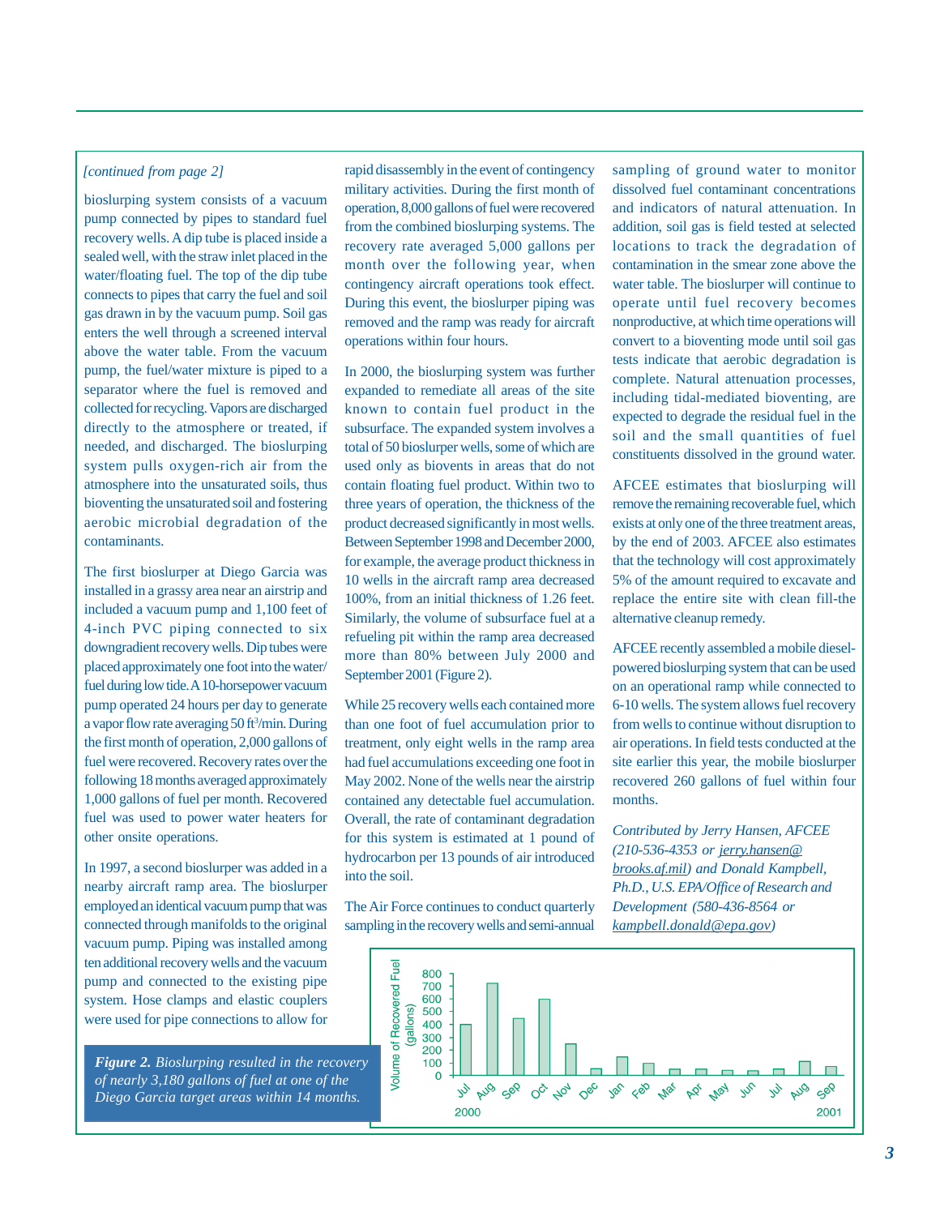*[continued from page 2]*

bioslurping system consists of a vacuum pump connected by pipes to standard fuel recovery wells. A dip tube is placed inside a sealed well, with the straw inlet placed in the water/floating fuel. The top of the dip tube connects to pipes that carry the fuel and soil gas drawn in by the vacuum pump. Soil gas enters the well through a screened interval above the water table. From the vacuum pump, the fuel/water mixture is piped to a separator where the fuel is removed and collected for recycling. Vapors are discharged directly to the atmosphere or treated, if needed, and discharged. The bioslurping system pulls oxygen-rich air from the atmosphere into the unsaturated soils, thus bioventing the unsaturated soil and fostering aerobic microbial degradation of the contaminants.

The first bioslurper at Diego Garcia was installed in a grassy area near an airstrip and included a vacuum pump and 1,100 feet of 4-inch PVC piping connected to six downgradient recovery wells. Dip tubes were placed approximately one foot into the water/fuel during low tide. A 10-horsepower vacuum pump operated 24 hours per day to generate a vapor flow rate averaging 50 ft$^3$/min. During the first month of operation, 2,000 gallons of fuel were recovered. Recovery rates over the following 18 months averaged approximately 1,000 gallons of fuel per month. Recovered fuel was used to power water heaters for other onsite operations.

In 1997, a second bioslurper was added in a nearby aircraft ramp area. The bioslurper employed an identical vacuum pump that was connected through manifolds to the original vacuum pump. Piping was installed among ten additional recovery wells and the vacuum pump and connected to the existing pipe system. Hose clamps and elastic couplers were used for pipe connections to allow for rapid disassembly in the event of contingency military activities. During the first month of operation, 8,000 gallons of fuel were recovered from the combined bioslurping systems. The recovery rate averaged 5,000 gallons per month over the following year, when contingency aircraft operations took effect. During this event, the bioslurper piping was removed and the ramp was ready for aircraft operations within four hours.

In 2000, the bioslurping system was further expanded to remediate all areas of the site known to contain fuel product in the subsurface. The expanded system involves a total of 50 bioslurper wells, some of which are used only as biovents in areas that do not contain floating fuel product. Within two to three years of operation, the thickness of the product decreased significantly in most wells. Between September 1998 and December 2000, for example, the average product thickness in 10 wells in the aircraft ramp area decreased 100%, from an initial thickness of 1.26 feet. Similarly, the volume of subsurface fuel at a refueling pit within the ramp area decreased more than 80% between July 2000 and September 2001 (Figure 2).

While 25 recovery wells each contained more than one foot of fuel accumulation prior to treatment, only eight wells in the ramp area had fuel accumulations exceeding one foot in May 2002. None of the wells near the airstrip contained any detectable fuel accumulation. Overall, the rate of contaminant degradation for this system is estimated at 1 pound of hydrocarbon per 13 pounds of air introduced into the soil.

The Air Force continues to conduct quarterly sampling in the recovery wells and semi-annual sampling of ground water to monitor dissolved fuel contaminant concentrations and indicators of natural attenuation. In addition, soil gas is field tested at selected locations to track the degradation of contamination in the smear zone above the water table. The bioslurper will continue to operate until fuel recovery becomes nonproductive, at which time operations will convert to a bioventing mode until soil gas tests indicate that aerobic degradation is complete. Natural attenuation processes, including tidal-mediated bioventing, are expected to degrade the residual fuel in the soil and the small quantities of fuel constituents dissolved in the ground water.

AFCEE estimates that bioslurping will remove the remaining recoverable fuel, which exists at only one of the three treatment areas, by the end of 2003. AFCEE also estimates that the technology will cost approximately 5% of the amount required to excavate and replace the entire site with clean fill-the alternative cleanup remedy.

AFCEE recently assembled a mobile diesel-powered bioslurping system that can be used on an operational ramp while connected to 6-10 wells. The system allows fuel recovery from wells to continue without disruption to air operations. In field tests conducted at the site earlier this year, the mobile bioslurper recovered 260 gallons of fuel within four months.

*Contributed by Jerry Hansen, AFCEE (210-536-4353 or jerry.hansen@brooks.af.mil) and Donald Kampbell, Ph.D., U.S. EPA/Office of Research and Development (580-436-8564 or kampbell.donald@epa.gov)*

Volume of Recovered Fuel (gallons)
0 100 200 300 400 500 600 700 800
Jul Aug Sep Oct Nov Dec Jan Feb Mar Apr May Jun Jul Aug Sep
2000 2001

***Figure 2.*** *Bioslurping resulted in the recovery of nearly 3,180 gallons of fuel at one of the Diego Garcia target areas within 14 months.*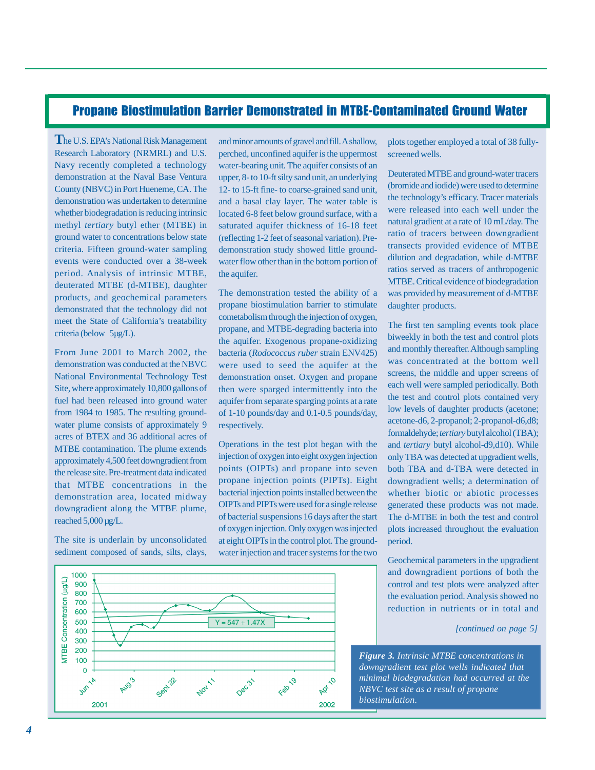# Propane Biostimulation Barrier Demonstrated in MTBE-Contaminated Ground Water

The U.S. EPA's National Risk Management Research Laboratory (NRMRL) and U.S. Navy recently completed a technology demonstration at the Naval Base Ventura County (NBVC) in Port Hueneme, CA. The demonstration was undertaken to determine whether biodegradation is reducing intrinsic methyl *tertiary* butyl ether (MTBE) in ground water to concentrations below state criteria. Fifteen ground-water sampling events were conducted over a 38-week period. Analysis of intrinsic MTBE, deuterated MTBE (d-MTBE), daughter products, and geochemical parameters demonstrated that the technology did not meet the State of California's treatability criteria (below 5µg/L).

From June 2001 to March 2002, the demonstration was conducted at the NBVC National Environmental Technology Test Site, where approximately 10,800 gallons of fuel had been released into ground water from 1984 to 1985. The resulting ground-water plume consists of approximately 9 acres of BTEX and 36 additional acres of MTBE contamination. The plume extends approximately 4,500 feet downgradient from the release site. Pre-treatment data indicated that MTBE concentrations in the demonstration area, located midway downgradient along the MTBE plume, reached 5,000 µg/L.

The site is underlain by unconsolidated sediment composed of sands, silts, clays, and minor amounts of gravel and fill. A shallow, perched, unconfined aquifer is the uppermost water-bearing unit. The aquifer consists of an upper, 8- to 10-ft silty sand unit, an underlying 12- to 15-ft fine- to coarse-grained sand unit, and a basal clay layer. The water table is located 6-8 feet below ground surface, with a saturated aquifer thickness of 16-18 feet (reflecting 1-2 feet of seasonal variation). Pre-demonstration study showed little ground-water flow other than in the bottom portion of the aquifer.

The demonstration tested the ability of a propane biostimulation barrier to stimulate cometabolism through the injection of oxygen, propane, and MTBE-degrading bacteria into the aquifer. Exogenous propane-oxidizing bacteria (*Rodococcus ruber* strain ENV425) were used to seed the aquifer at the demonstration onset. Oxygen and propane then were sparged intermittently into the aquifer from separate sparging points at a rate of 1-10 pounds/day and 0.1-0.5 pounds/day, respectively.

Operations in the test plot began with the injection of oxygen into eight oxygen injection points (OIPTs) and propane into seven propane injection points (PIPTs). Eight bacterial injection points installed between the OIPTs and PIPTs were used for a single release of bacterial suspensions 16 days after the start of oxygen injection. Only oxygen was injected at eight OIPTs in the control plot. The ground-water injection and tracer systems for the two plots together employed a total of 38 fully-screened wells.

Deuterated MTBE and ground-water tracers (bromide and iodide) were used to determine the technology's efficacy. Tracer materials were released into each well under the natural gradient at a rate of 10 mL/day. The ratio of tracers between downgradient transects provided evidence of MTBE dilution and degradation, while d-MTBE ratios served as tracers of anthropogenic MTBE. Critical evidence of biodegradation was provided by measurement of d-MTBE daughter products.

The first ten sampling events took place biweekly in both the test and control plots and monthly thereafter. Although sampling was concentrated at the bottom well screens, the middle and upper screens of each well were sampled periodically. Both the test and control plots contained very low levels of daughter products (acetone; acetone-d6, 2-propanol; 2-propanol-d6,d8; formaldehyde; *tertiary* butyl alcohol (TBA); and *tertiary* butyl alcohol-d9,d10). While only TBA was detected at upgradient wells, both TBA and d-TBA were detected in downgradient wells; a determination of whether biotic or abiotic processes generated these products was not made. The d-MTBE in both the test and control plots increased throughout the evaluation period.

Geochemical parameters in the upgradient and downgradient portions of both the control and test plots were analyzed after the evaluation period. Analysis showed no reduction in nutrients or in total and

*[continued on page 5]*

MTBE Concentration (µg/L)
1000
900
800
700
600
500
400
300
200
100
0
Y = 547 + 1.47X
Jun 14
Aug 3
Sept 22
Nov 11
Dec 31
Feb 19
Apr 10
2001
2002

***Figure 3.*** *Intrinsic MTBE concentrations in downgradient test plot wells indicated that minimal biodegradation had occurred at the NBVC test site as a result of propane biostimulation.*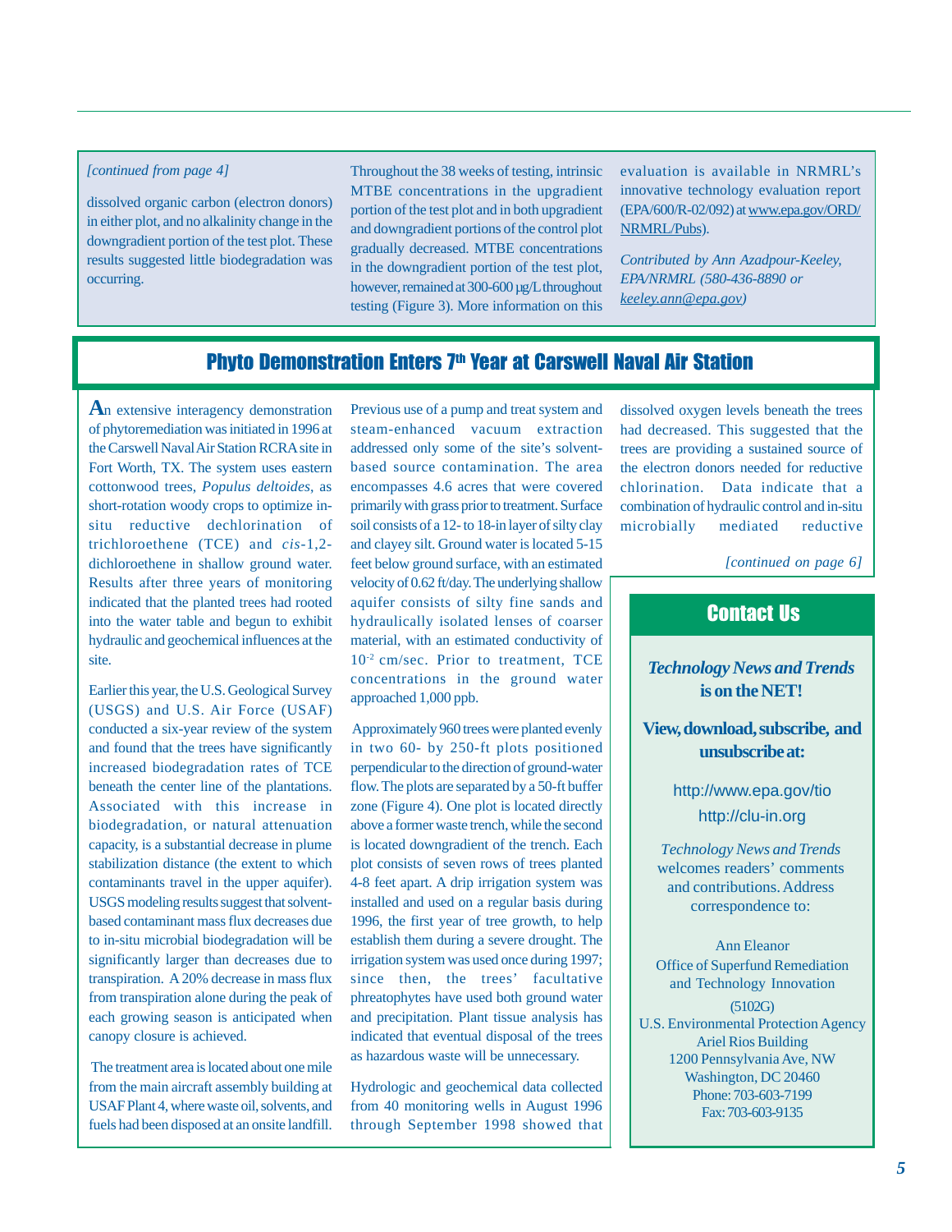*[continued from page 4]*

dissolved organic carbon (electron donors) in either plot, and no alkalinity change in the downgradient portion of the test plot. These results suggested little biodegradation was occurring.

Throughout the 38 weeks of testing, intrinsic MTBE concentrations in the upgradient portion of the test plot and in both upgradient and downgradient portions of the control plot gradually decreased. MTBE concentrations in the downgradient portion of the test plot, however, remained at 300-600 µg/L throughout testing (Figure 3). More information on this evaluation is available in NRMRL's innovative technology evaluation report (EPA/600/R-02/092) at www.epa.gov/ORD/NRMRL/Pubs).

*Contributed by Ann Azadpour-Keeley, EPA/NRMRL (580-436-8890 or keeley.ann@epa.gov)*

## Phyto Demonstration Enters 7th Year at Carswell Naval Air Station

An extensive interagency demonstration of phytoremediation was initiated in 1996 at the Carswell Naval Air Station RCRA site in Fort Worth, TX. The system uses eastern cottonwood trees, *Populus deltoides*, as short-rotation woody crops to optimize in-situ reductive dechlorination of trichloroethene (TCE) and *cis*-1,2-dichloroethene in shallow ground water. Results after three years of monitoring indicated that the planted trees had rooted into the water table and begun to exhibit hydraulic and geochemical influences at the site.

Earlier this year, the U.S. Geological Survey (USGS) and U.S. Air Force (USAF) conducted a six-year review of the system and found that the trees have significantly increased biodegradation rates of TCE beneath the center line of the plantations. Associated with this increase in biodegradation, or natural attenuation capacity, is a substantial decrease in plume stabilization distance (the extent to which contaminants travel in the upper aquifer). USGS modeling results suggest that solvent-based contaminant mass flux decreases due to in-situ microbial biodegradation will be significantly larger than decreases due to transpiration. A 20% decrease in mass flux from transpiration alone during the peak of each growing season is anticipated when canopy closure is achieved.

The treatment area is located about one mile from the main aircraft assembly building at USAF Plant 4, where waste oil, solvents, and fuels had been disposed at an onsite landfill. Previous use of a pump and treat system and steam-enhanced vacuum extraction addressed only some of the site's solvent-based source contamination. The area encompasses 4.6 acres that were covered primarily with grass prior to treatment. Surface soil consists of a 12- to 18-in layer of silty clay and clayey silt. Ground water is located 5-15 feet below ground surface, with an estimated velocity of 0.62 ft/day. The underlying shallow aquifer consists of silty fine sands and hydraulically isolated lenses of coarser material, with an estimated conductivity of $10^{-2}$ cm/sec. Prior to treatment, TCE concentrations in the ground water approached 1,000 ppb.

Approximately 960 trees were planted evenly in two 60- by 250-ft plots positioned perpendicular to the direction of ground-water flow. The plots are separated by a 50-ft buffer zone (Figure 4). One plot is located directly above a former waste trench, while the second is located downgradient of the trench. Each plot consists of seven rows of trees planted 4-8 feet apart. A drip irrigation system was installed and used on a regular basis during 1996, the first year of tree growth, to help establish them during a severe drought. The irrigation system was used once during 1997; since then, the trees' facultative phreatophytes have used both ground water and precipitation. Plant tissue analysis has indicated that eventual disposal of the trees as hazardous waste will be unnecessary.

Hydrologic and geochemical data collected from 40 monitoring wells in August 1996 through September 1998 showed that dissolved oxygen levels beneath the trees had decreased. This suggested that the trees are providing a sustained source of the electron donors needed for reductive chlorination. Data indicate that a combination of hydraulic control and in-situ microbially mediated reductive

*[continued on page 6]*

## Contact Us

***Technology News and Trends* is on the NET!**

**View, download, subscribe, and unsubscribe at:**

http://www.epa.gov/tio

http://clu-in.org

*Technology News and Trends* welcomes readers' comments and contributions. Address correspondence to:

Ann Eleanor
Office of Superfund Remediation and Technology Innovation
(5102G)
U.S. Environmental Protection Agency
Ariel Rios Building
1200 Pennsylvania Ave, NW
Washington, DC 20460
Phone: 703-603-7199
Fax: 703-603-9135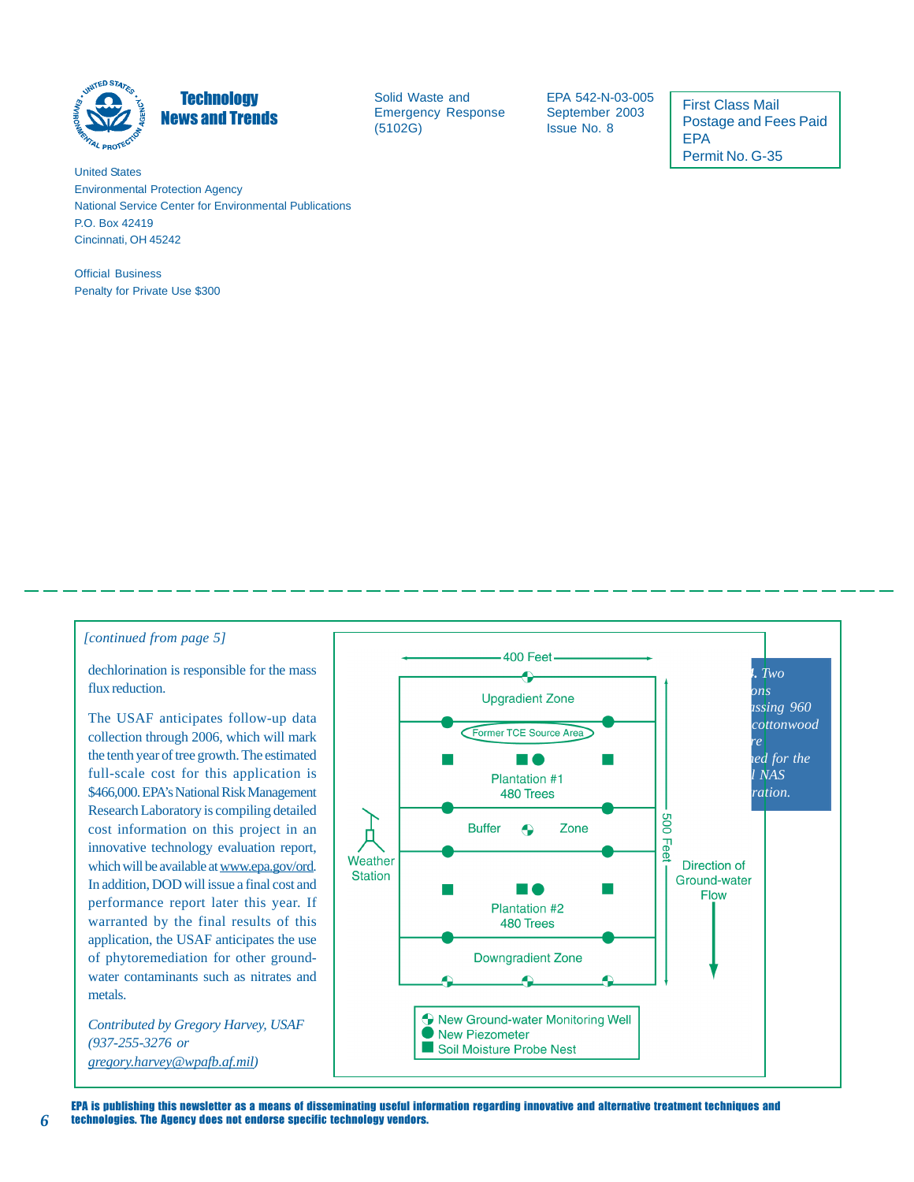**Technology News and Trends**

Solid Waste and Emergency Response (5102G)

EPA 542-N-03-005
September 2003
Issue No. 8

First Class Mail
Postage and Fees Paid
EPA
Permit No. G-35

United States
Environmental Protection Agency
National Service Center for Environmental Publications
P.O. Box 42419
Cincinnati, OH 45242

Official Business
Penalty for Private Use $300

*[continued from page 5]*

dechlorination is responsible for the mass flux reduction.

The USAF anticipates follow-up data collection through 2006, which will mark the tenth year of tree growth. The estimated full-scale cost for this application is $466,000. EPA's National Risk Management Research Laboratory is compiling detailed cost information on this project in an innovative technology evaluation report, which will be available at www.epa.gov/ord. In addition, DOD will issue a final cost and performance report later this year. If warranted by the final results of this application, the USAF anticipates the use of phytoremediation for other ground-water contaminants such as nitrates and metals.

*Contributed by Gregory Harvey, USAF (937-255-3276 or gregory.harvey@wpafb.af.mil)*

400 Feet
500 Feet
Upgradient Zone
Former TCE Source Area
Plantation #1
480 Trees
Buffer Zone
Plantation #2
480 Trees
Downgradient Zone
Weather Station
Direction of Ground-water Flow
New Ground-water Monitoring Well
New Piezometer
Soil Moisture Probe Nest

*...4. Two ...ons ...ssing 960 ...cottonwood ...re ...ed for the ...l NAS ...ration.*

**EPA is publishing this newsletter as a means of disseminating useful information regarding innovative and alternative treatment techniques and technologies. The Agency does not endorse specific technology vendors.**